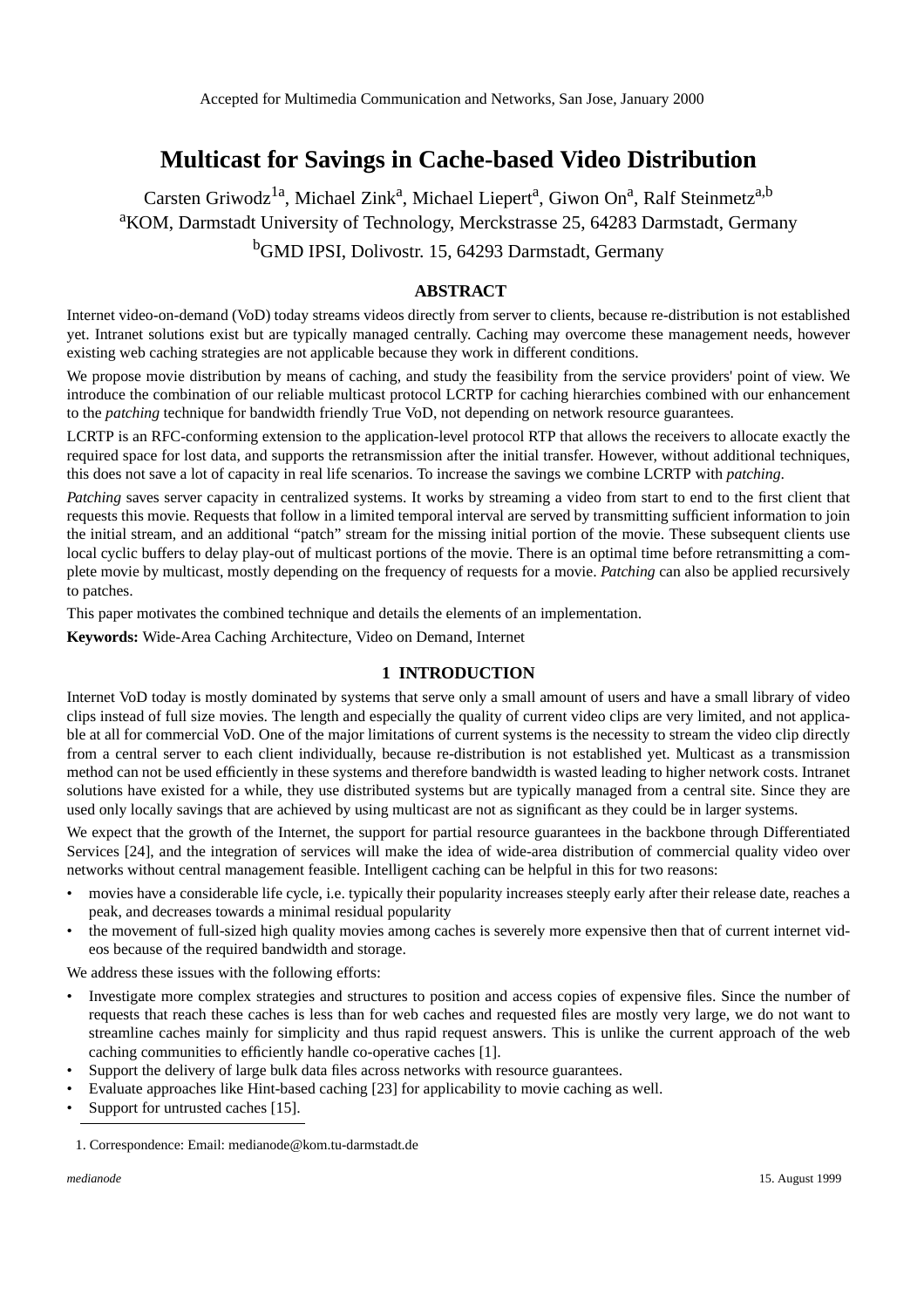Accepted for Multimedia Communication and Networks, San Jose, January 2000

# Multicast for Savings in Cache-based Video Distribution

Carsten Griwodz[1a], Michael Zink[a], Michael Liepert[a], Giwon On[a], Ralf Steinmetz[a,b]

[a]KOM, Darmstadt University of Technology, Merckstrasse 25, 64283 Darmstadt, Germany

[b]GMD IPSI, Dolivostr. 15, 64293 Darmstadt, Germany

## ABSTRACT

Internet video-on-demand (VoD) today streams videos directly from server to clients, because re-distribution is not established yet. Intranet solutions exist but are typically managed centrally. Caching may overcome these management needs, however existing web caching strategies are not applicable because they work in different conditions.

We propose movie distribution by means of caching, and study the feasibility from the service providers' point of view. We introduce the combination of our reliable multicast protocol LCRTP for caching hierarchies combined with our enhancement to the *patching* technique for bandwidth friendly True VoD, not depending on network resource guarantees.

LCRTP is an RFC-conforming extension to the application-level protocol RTP that allows the receivers to allocate exactly the required space for lost data, and supports the retransmission after the initial transfer. However, without additional techniques, this does not save a lot of capacity in real life scenarios. To increase the savings we combine LCRTP with *patching*.

*Patching* saves server capacity in centralized systems. It works by streaming a video from start to end to the first client that requests this movie. Requests that follow in a limited temporal interval are served by transmitting sufficient information to join the initial stream, and an additional "patch" stream for the missing initial portion of the movie. These subsequent clients use local cyclic buffers to delay play-out of multicast portions of the movie. There is an optimal time before retransmitting a complete movie by multicast, mostly depending on the frequency of requests for a movie. *Patching* can also be applied recursively to patches.

This paper motivates the combined technique and details the elements of an implementation.

**Keywords:** Wide-Area Caching Architecture, Video on Demand, Internet

## 1 INTRODUCTION

Internet VoD today is mostly dominated by systems that serve only a small amount of users and have a small library of video clips instead of full size movies. The length and especially the quality of current video clips are very limited, and not applicable at all for commercial VoD. One of the major limitations of current systems is the necessity to stream the video clip directly from a central server to each client individually, because re-distribution is not established yet. Multicast as a transmission method can not be used efficiently in these systems and therefore bandwidth is wasted leading to higher network costs. Intranet solutions have existed for a while, they use distributed systems but are typically managed from a central site. Since they are used only locally savings that are achieved by using multicast are not as significant as they could be in larger systems.

We expect that the growth of the Internet, the support for partial resource guarantees in the backbone through Differentiated Services [24], and the integration of services will make the idea of wide-area distribution of commercial quality video over networks without central management feasible. Intelligent caching can be helpful in this for two reasons:

- movies have a considerable life cycle, i.e. typically their popularity increases steeply early after their release date, reaches a peak, and decreases towards a minimal residual popularity
- the movement of full-sized high quality movies among caches is severely more expensive then that of current internet videos because of the required bandwidth and storage.

We address these issues with the following efforts:

- Investigate more complex strategies and structures to position and access copies of expensive files. Since the number of requests that reach these caches is less than for web caches and requested files are mostly very large, we do not want to streamline caches mainly for simplicity and thus rapid request answers. This is unlike the current approach of the web caching communities to efficiently handle co-operative caches [1].
- Support the delivery of large bulk data files across networks with resource guarantees.
- Evaluate approaches like Hint-based caching [23] for applicability to movie caching as well.
- Support for untrusted caches [15].

1. Correspondence: Email: medianode@kom.tu-darmstadt.de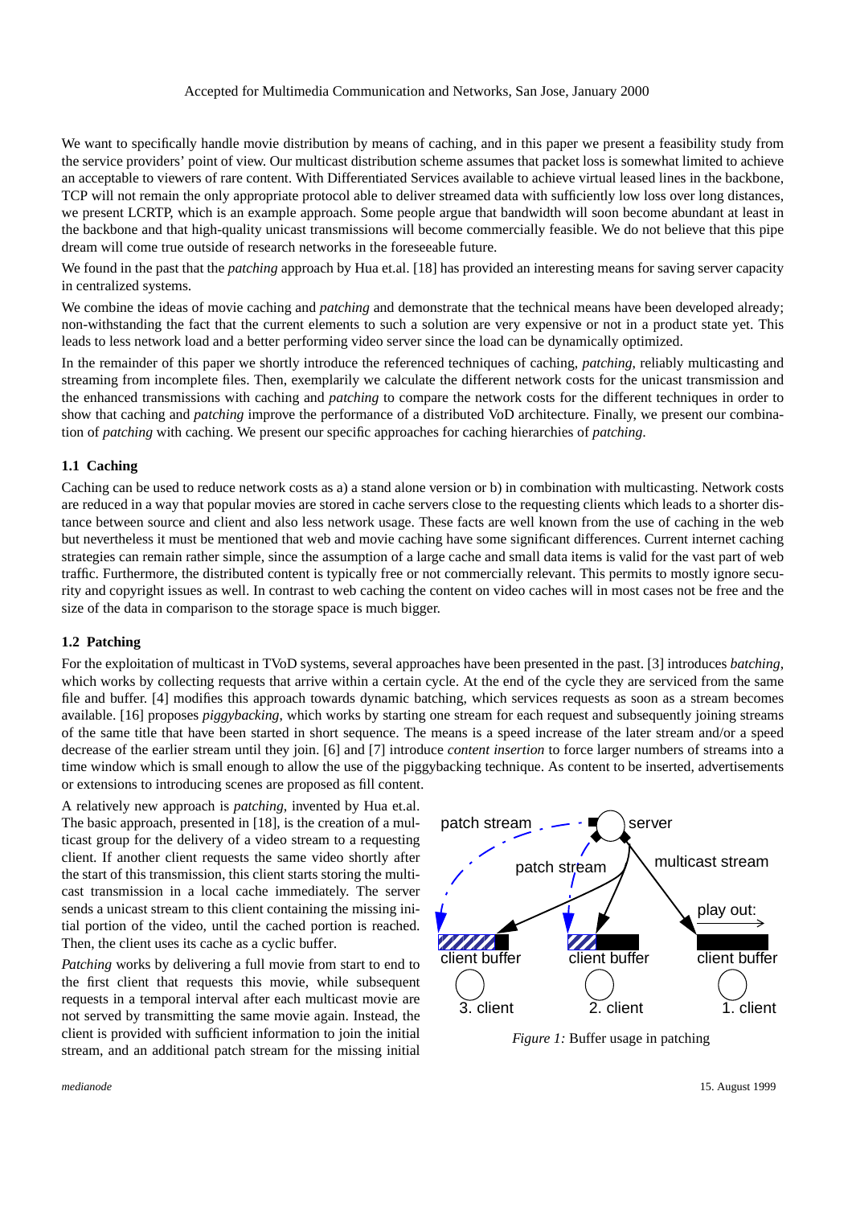We want to specifically handle movie distribution by means of caching, and in this paper we present a feasibility study from the service providers' point of view. Our multicast distribution scheme assumes that packet loss is somewhat limited to achieve an acceptable to viewers of rare content. With Differentiated Services available to achieve virtual leased lines in the backbone, TCP will not remain the only appropriate protocol able to deliver streamed data with sufficiently low loss over long distances, we present LCRTP, which is an example approach. Some people argue that bandwidth will soon become abundant at least in the backbone and that high-quality unicast transmissions will become commercially feasible. We do not believe that this pipe dream will come true outside of research networks in the foreseeable future.

We found in the past that the *patching* approach by Hua et.al. [18] has provided an interesting means for saving server capacity in centralized systems.

We combine the ideas of movie caching and *patching* and demonstrate that the technical means have been developed already; non-withstanding the fact that the current elements to such a solution are very expensive or not in a product state yet. This leads to less network load and a better performing video server since the load can be dynamically optimized.

In the remainder of this paper we shortly introduce the referenced techniques of caching, *patching*, reliably multicasting and streaming from incomplete files. Then, exemplarily we calculate the different network costs for the unicast transmission and the enhanced transmissions with caching and *patching* to compare the network costs for the different techniques in order to show that caching and *patching* improve the performance of a distributed VoD architecture. Finally, we present our combination of *patching* with caching. We present our specific approaches for caching hierarchies of *patching*.

### 1.1 Caching

Caching can be used to reduce network costs as a) a stand alone version or b) in combination with multicasting. Network costs are reduced in a way that popular movies are stored in cache servers close to the requesting clients which leads to a shorter distance between source and client and also less network usage. These facts are well known from the use of caching in the web but nevertheless it must be mentioned that web and movie caching have some significant differences. Current internet caching strategies can remain rather simple, since the assumption of a large cache and small data items is valid for the vast part of web traffic. Furthermore, the distributed content is typically free or not commercially relevant. This permits to mostly ignore security and copyright issues as well. In contrast to web caching the content on video caches will in most cases not be free and the size of the data in comparison to the storage space is much bigger.

### 1.2 Patching

For the exploitation of multicast in TVoD systems, several approaches have been presented in the past. [3] introduces *batching*, which works by collecting requests that arrive within a certain cycle. At the end of the cycle they are serviced from the same file and buffer. [4] modifies this approach towards dynamic batching, which services requests as soon as a stream becomes available. [16] proposes *piggybacking*, which works by starting one stream for each request and subsequently joining streams of the same title that have been started in short sequence. The means is a speed increase of the later stream and/or a speed decrease of the earlier stream until they join. [6] and [7] introduce *content insertion* to force larger numbers of streams into a time window which is small enough to allow the use of the piggybacking technique. As content to be inserted, advertisements or extensions to introducing scenes are proposed as fill content.

A relatively new approach is *patching*, invented by Hua et.al. The basic approach, presented in [18], is the creation of a multicast group for the delivery of a video stream to a requesting client. If another client requests the same video shortly after the start of this transmission, this client starts storing the multicast transmission in a local cache immediately. The server sends a unicast stream to this client containing the missing initial portion of the video, until the cached portion is reached. Then, the client uses its cache as a cyclic buffer.

*Patching* works by delivering a full movie from start to end to the first client that requests this movie, while subsequent requests in a temporal interval after each multicast movie are not served by transmitting the same movie again. Instead, the client is provided with sufficient information to join the initial stream, and an additional patch stream for the missing initial

*Figure 1:* Buffer usage in patching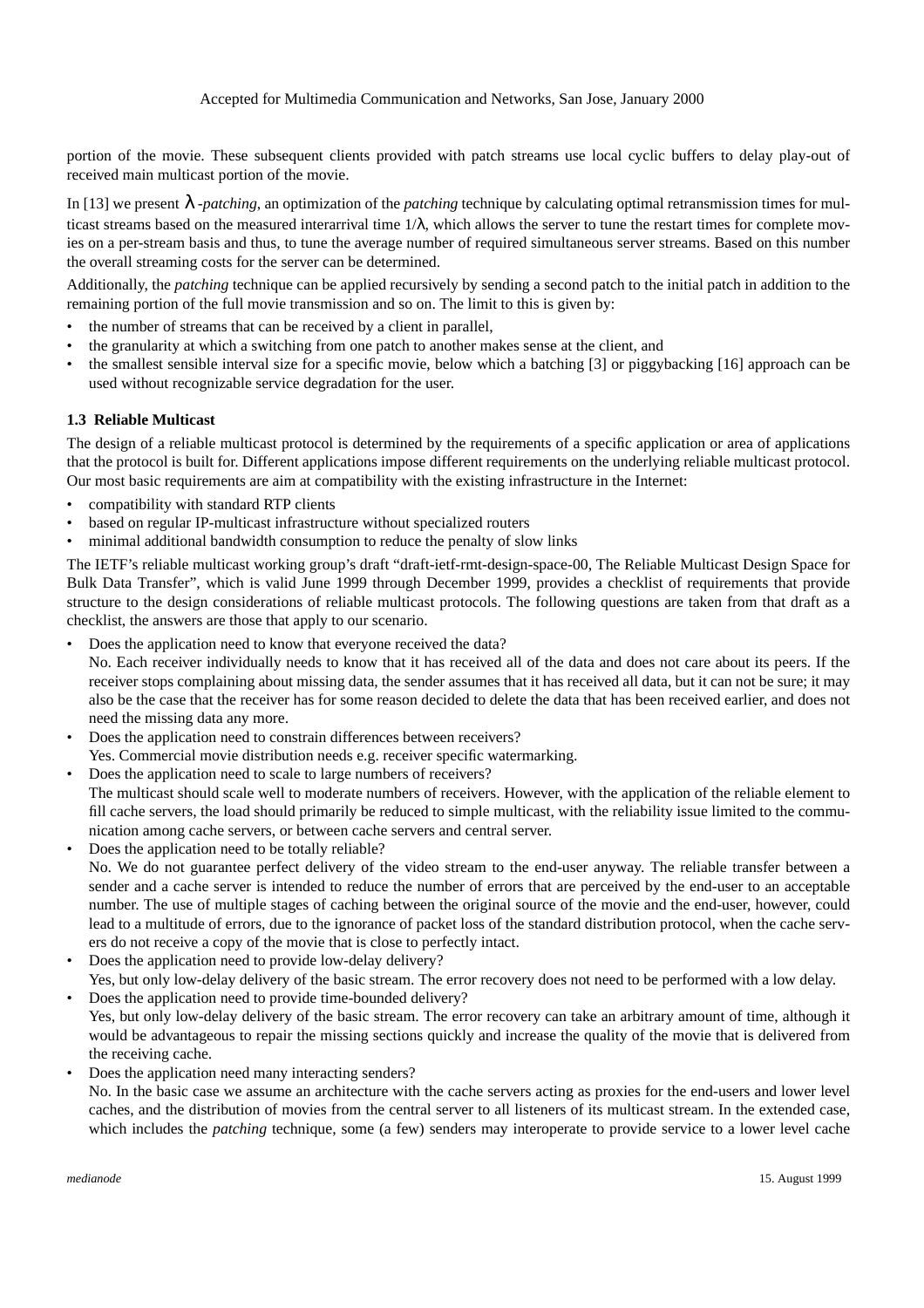portion of the movie. These subsequent clients provided with patch streams use local cyclic buffers to delay play-out of received main multicast portion of the movie.

In [13] we present $\lambda$*-patching*, an optimization of the *patching* technique by calculating optimal retransmission times for multicast streams based on the measured interarrival time $1/\lambda$, which allows the server to tune the restart times for complete movies on a per-stream basis and thus, to tune the average number of required simultaneous server streams. Based on this number the overall streaming costs for the server can be determined.

Additionally, the *patching* technique can be applied recursively by sending a second patch to the initial patch in addition to the remaining portion of the full movie transmission and so on. The limit to this is given by:

- the number of streams that can be received by a client in parallel,
- the granularity at which a switching from one patch to another makes sense at the client, and
- the smallest sensible interval size for a specific movie, below which a batching [3] or piggybacking [16] approach can be used without recognizable service degradation for the user.

### 1.3 Reliable Multicast

The design of a reliable multicast protocol is determined by the requirements of a specific application or area of applications that the protocol is built for. Different applications impose different requirements on the underlying reliable multicast protocol. Our most basic requirements are aim at compatibility with the existing infrastructure in the Internet:

- compatibility with standard RTP clients
- based on regular IP-multicast infrastructure without specialized routers
- minimal additional bandwidth consumption to reduce the penalty of slow links

The IETF's reliable multicast working group's draft "draft-ietf-rmt-design-space-00, The Reliable Multicast Design Space for Bulk Data Transfer", which is valid June 1999 through December 1999, provides a checklist of requirements that provide structure to the design considerations of reliable multicast protocols. The following questions are taken from that draft as a checklist, the answers are those that apply to our scenario.

- Does the application need to know that everyone received the data?
  No. Each receiver individually needs to know that it has received all of the data and does not care about its peers. If the receiver stops complaining about missing data, the sender assumes that it has received all data, but it can not be sure; it may also be the case that the receiver has for some reason decided to delete the data that has been received earlier, and does not need the missing data any more.
- Does the application need to constrain differences between receivers?
  Yes. Commercial movie distribution needs e.g. receiver specific watermarking.
- Does the application need to scale to large numbers of receivers?
  The multicast should scale well to moderate numbers of receivers. However, with the application of the reliable element to fill cache servers, the load should primarily be reduced to simple multicast, with the reliability issue limited to the communication among cache servers, or between cache servers and central server.
- Does the application need to be totally reliable?
  No. We do not guarantee perfect delivery of the video stream to the end-user anyway. The reliable transfer between a sender and a cache server is intended to reduce the number of errors that are perceived by the end-user to an acceptable number. The use of multiple stages of caching between the original source of the movie and the end-user, however, could lead to a multitude of errors, due to the ignorance of packet loss of the standard distribution protocol, when the cache servers do not receive a copy of the movie that is close to perfectly intact.
- Does the application need to provide low-delay delivery?
  Yes, but only low-delay delivery of the basic stream. The error recovery does not need to be performed with a low delay.
- Does the application need to provide time-bounded delivery?
  Yes, but only low-delay delivery of the basic stream. The error recovery can take an arbitrary amount of time, although it would be advantageous to repair the missing sections quickly and increase the quality of the movie that is delivered from the receiving cache.
- Does the application need many interacting senders?
  No. In the basic case we assume an architecture with the cache servers acting as proxies for the end-users and lower level caches, and the distribution of movies from the central server to all listeners of its multicast stream. In the extended case, which includes the *patching* technique, some (a few) senders may interoperate to provide service to a lower level cache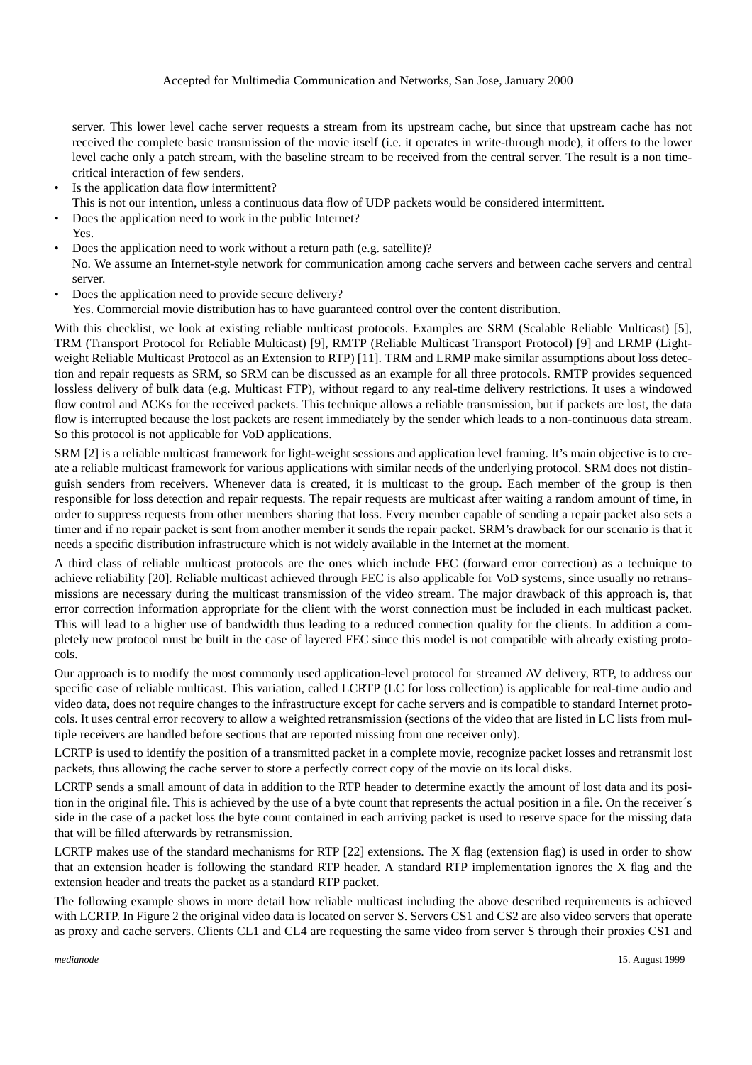server. This lower level cache server requests a stream from its upstream cache, but since that upstream cache has not received the complete basic transmission of the movie itself (i.e. it operates in write-through mode), it offers to the lower level cache only a patch stream, with the baseline stream to be received from the central server. The result is a non time-critical interaction of few senders.

- Is the application data flow intermittent?
  This is not our intention, unless a continuous data flow of UDP packets would be considered intermittent.
- Does the application need to work in the public Internet?
  Yes.
- Does the application need to work without a return path (e.g. satellite)?
  No. We assume an Internet-style network for communication among cache servers and between cache servers and central server.
- Does the application need to provide secure delivery?
  Yes. Commercial movie distribution has to have guaranteed control over the content distribution.

With this checklist, we look at existing reliable multicast protocols. Examples are SRM (Scalable Reliable Multicast) [5], TRM (Transport Protocol for Reliable Multicast) [9], RMTP (Reliable Multicast Transport Protocol) [9] and LRMP (Light-weight Reliable Multicast Protocol as an Extension to RTP) [11]. TRM and LRMP make similar assumptions about loss detection and repair requests as SRM, so SRM can be discussed as an example for all three protocols. RMTP provides sequenced lossless delivery of bulk data (e.g. Multicast FTP), without regard to any real-time delivery restrictions. It uses a windowed flow control and ACKs for the received packets. This technique allows a reliable transmission, but if packets are lost, the data flow is interrupted because the lost packets are resent immediately by the sender which leads to a non-continuous data stream. So this protocol is not applicable for VoD applications.

SRM [2] is a reliable multicast framework for light-weight sessions and application level framing. It's main objective is to create a reliable multicast framework for various applications with similar needs of the underlying protocol. SRM does not distinguish senders from receivers. Whenever data is created, it is multicast to the group. Each member of the group is then responsible for loss detection and repair requests. The repair requests are multicast after waiting a random amount of time, in order to suppress requests from other members sharing that loss. Every member capable of sending a repair packet also sets a timer and if no repair packet is sent from another member it sends the repair packet. SRM's drawback for our scenario is that it needs a specific distribution infrastructure which is not widely available in the Internet at the moment.

A third class of reliable multicast protocols are the ones which include FEC (forward error correction) as a technique to achieve reliability [20]. Reliable multicast achieved through FEC is also applicable for VoD systems, since usually no retransmissions are necessary during the multicast transmission of the video stream. The major drawback of this approach is, that error correction information appropriate for the client with the worst connection must be included in each multicast packet. This will lead to a higher use of bandwidth thus leading to a reduced connection quality for the clients. In addition a completely new protocol must be built in the case of layered FEC since this model is not compatible with already existing protocols.

Our approach is to modify the most commonly used application-level protocol for streamed AV delivery, RTP, to address our specific case of reliable multicast. This variation, called LCRTP (LC for loss collection) is applicable for real-time audio and video data, does not require changes to the infrastructure except for cache servers and is compatible to standard Internet protocols. It uses central error recovery to allow a weighted retransmission (sections of the video that are listed in LC lists from multiple receivers are handled before sections that are reported missing from one receiver only).

LCRTP is used to identify the position of a transmitted packet in a complete movie, recognize packet losses and retransmit lost packets, thus allowing the cache server to store a perfectly correct copy of the movie on its local disks.

LCRTP sends a small amount of data in addition to the RTP header to determine exactly the amount of lost data and its position in the original file. This is achieved by the use of a byte count that represents the actual position in a file. On the receiver´s side in the case of a packet loss the byte count contained in each arriving packet is used to reserve space for the missing data that will be filled afterwards by retransmission.

LCRTP makes use of the standard mechanisms for RTP [22] extensions. The X flag (extension flag) is used in order to show that an extension header is following the standard RTP header. A standard RTP implementation ignores the X flag and the extension header and treats the packet as a standard RTP packet.

The following example shows in more detail how reliable multicast including the above described requirements is achieved with LCRTP. In Figure 2 the original video data is located on server S. Servers CS1 and CS2 are also video servers that operate as proxy and cache servers. Clients CL1 and CL4 are requesting the same video from server S through their proxies CS1 and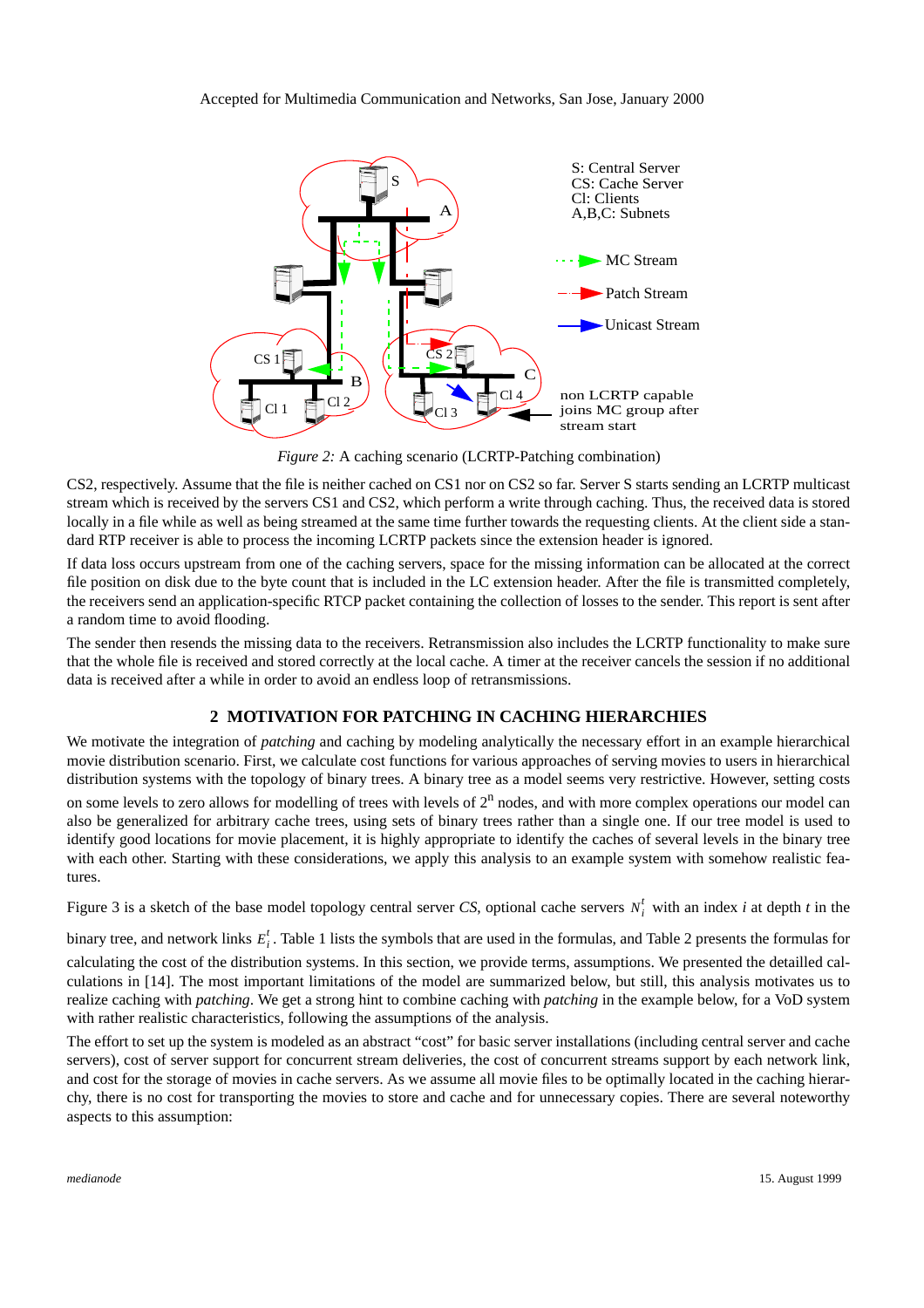*Figure 2:* A caching scenario (LCRTP-Patching combination)

CS2, respectively. Assume that the file is neither cached on CS1 nor on CS2 so far. Server S starts sending an LCRTP multicast stream which is received by the servers CS1 and CS2, which perform a write through caching. Thus, the received data is stored locally in a file while as well as being streamed at the same time further towards the requesting clients. At the client side a standard RTP receiver is able to process the incoming LCRTP packets since the extension header is ignored.

If data loss occurs upstream from one of the caching servers, space for the missing information can be allocated at the correct file position on disk due to the byte count that is included in the LC extension header. After the file is transmitted completely, the receivers send an application-specific RTCP packet containing the collection of losses to the sender. This report is sent after a random time to avoid flooding.

The sender then resends the missing data to the receivers. Retransmission also includes the LCRTP functionality to make sure that the whole file is received and stored correctly at the local cache. A timer at the receiver cancels the session if no additional data is received after a while in order to avoid an endless loop of retransmissions.

## 2 MOTIVATION FOR PATCHING IN CACHING HIERARCHIES

We motivate the integration of *patching* and caching by modeling analytically the necessary effort in an example hierarchical movie distribution scenario. First, we calculate cost functions for various approaches of serving movies to users in hierarchical distribution systems with the topology of binary trees. A binary tree as a model seems very restrictive. However, setting costs on some levels to zero allows for modelling of trees with levels of $2^n$ nodes, and with more complex operations our model can also be generalized for arbitrary cache trees, using sets of binary trees rather than a single one. If our tree model is used to identify good locations for movie placement, it is highly appropriate to identify the caches of several levels in the binary tree with each other. Starting with these considerations, we apply this analysis to an example system with somehow realistic features.

Figure 3 is a sketch of the base model topology central server *CS*, optional cache servers $N_i^t$ with an index *i* at depth *t* in the binary tree, and network links $E_i^t$. Table 1 lists the symbols that are used in the formulas, and Table 2 presents the formulas for calculating the cost of the distribution systems. In this section, we provide terms, assumptions. We presented the detailled calculations in [14]. The most important limitations of the model are summarized below, but still, this analysis motivates us to realize caching with *patching*. We get a strong hint to combine caching with *patching* in the example below, for a VoD system with rather realistic characteristics, following the assumptions of the analysis.

The effort to set up the system is modeled as an abstract "cost" for basic server installations (including central server and cache servers), cost of server support for concurrent stream deliveries, the cost of concurrent streams support by each network link, and cost for the storage of movies in cache servers. As we assume all movie files to be optimally located in the caching hierarchy, there is no cost for transporting the movies to store and cache and for unnecessary copies. There are several noteworthy aspects to this assumption: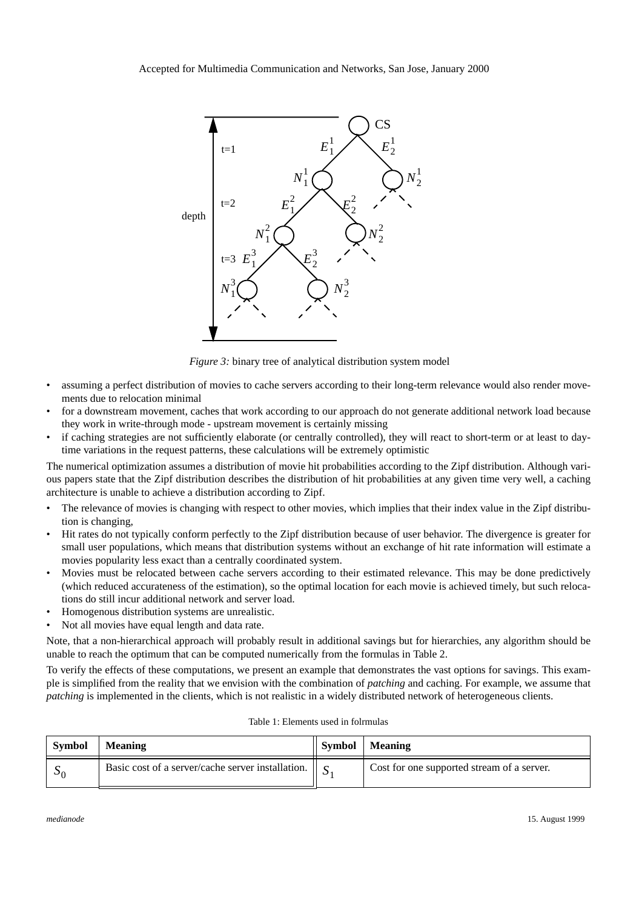*Figure 3:* binary tree of analytical distribution system model

- assuming a perfect distribution of movies to cache servers according to their long-term relevance would also render movements due to relocation minimal
- for a downstream movement, caches that work according to our approach do not generate additional network load because they work in write-through mode - upstream movement is certainly missing
- if caching strategies are not sufficiently elaborate (or centrally controlled), they will react to short-term or at least to daytime variations in the request patterns, these calculations will be extremely optimistic

The numerical optimization assumes a distribution of movie hit probabilities according to the Zipf distribution. Although various papers state that the Zipf distribution describes the distribution of hit probabilities at any given time very well, a caching architecture is unable to achieve a distribution according to Zipf.

- The relevance of movies is changing with respect to other movies, which implies that their index value in the Zipf distribution is changing,
- Hit rates do not typically conform perfectly to the Zipf distribution because of user behavior. The divergence is greater for small user populations, which means that distribution systems without an exchange of hit rate information will estimate a movies popularity less exact than a centrally coordinated system.
- Movies must be relocated between cache servers according to their estimated relevance. This may be done predictively (which reduced accurateness of the estimation), so the optimal location for each movie is achieved timely, but such relocations do still incur additional network and server load.
- Homogenous distribution systems are unrealistic.
- Not all movies have equal length and data rate.

Note, that a non-hierarchical approach will probably result in additional savings but for hierarchies, any algorithm should be unable to reach the optimum that can be computed numerically from the formulas in Table 2.

To verify the effects of these computations, we present an example that demonstrates the vast options for savings. This example is simplified from the reality that we envision with the combination of *patching* and caching. For example, we assume that *patching* is implemented in the clients, which is not realistic in a widely distributed network of heterogeneous clients.

Table 1: Elements used in folrmulas

| Symbol | Meaning | Symbol | Meaning |
|---|---|---|---|
| $S_0$ | Basic cost of a server/cache server installation. | $S_1$ | Cost for one supported stream of a server. |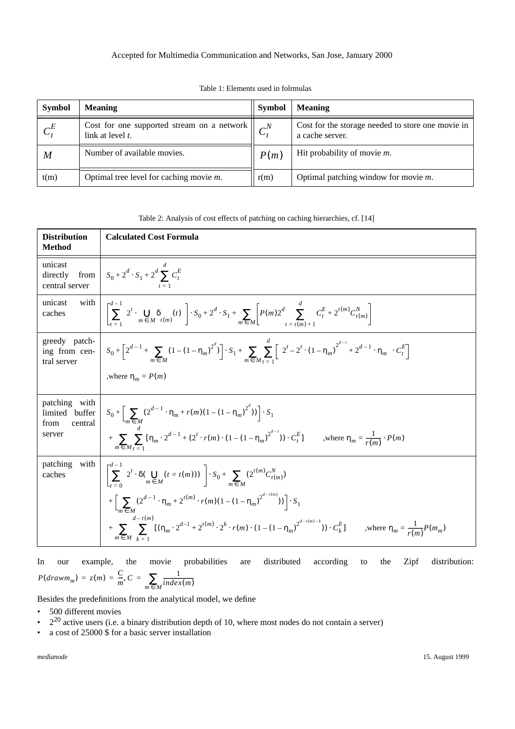Table 1: Elements used in folrmulas

| Symbol | Meaning | Symbol | Meaning |
|---|---|---|---|
| $C_t^E$ | Cost for one supported stream on a network link at level *t*. | $C_t^N$ | Cost for the storage needed to store one movie in a cache server. |
| $M$ | Number of available movies. | $P(m)$ | Hit probability of movie *m*. |
| t(m) | Optimal tree level for caching movie *m*. | r(m) | Optimal patching window for movie *m*. |

Table 2: Analysis of cost effects of patching on caching hierarchies, cf. [14]

| Distribution Method | Calculated Cost Formula |
|---|---|
| unicast directly from central server | $S_0 + 2^d \cdot S_1 + 2^d \sum_{t=1}^{d} C_t^E$ |
| unicast with caches | $\left[\sum_{t=1}^{d-1} 2^t \cdot \bigcup_{m \in M} \delta_{t(m)}(t)\right] \cdot S_0 + 2^d \cdot S_1 + \sum_{m \in M}\left[P(m)2^d \sum_{t=t(m)+1}^{d} C_t^E + 2^{t(m)} C_{t(m)}^N\right]$ |
| greedy patching from central server | $S_0 + \left[2^{d-1} + \sum_{m \in M}(1-(1-\eta_m)^{2^d})\right] \cdot S_1 + \sum_{m \in M}\sum_{t=1}^{d}\left[2^t - 2^t \cdot (1-\eta_m)^{2^{d-t}} + 2^{d-1} \cdot \eta_m \cdot C_t^E\right]$ ,where $\eta_m = P(m)$ |
| patching with limited buffer from central server | $S_0 + \left[\sum_{m \in M}(2^{d-1} \cdot \eta_m + r(m)(1-(1-\eta_m)^{2^d}))\right] \cdot S_1 + \sum_{m \in M}\sum_{t=1}^{d}[\eta_m \cdot 2^{d-1} + (2^t \cdot r(m) \cdot (1-(1-\eta_m)^{2^{d-t}})) \cdot C_t^E]$ ,where $\eta_m = \frac{1}{r(m)} \cdot P(m)$ |
| patching with caches | $\left[\sum_{t=0}^{d-1} 2^t \cdot \delta(\bigcup_{m \in M}(t = t(m)))\right] \cdot S_0 + \sum_{m \in M}(2^{t(m)} C_{t(m)}^N) + \left[\sum_{m \in M}(2^{d-1} \cdot \eta_m + 2^{t(m)} \cdot r(m)(1-(1-\eta_m)^{2^{d-t(m)}}))\right] \cdot S_1 + \sum_{m \in M}\sum_{k=1}^{d-t(m)}[(\eta_m \cdot 2^{d-1} + 2^{t(m)} \cdot 2^k \cdot r(m) \cdot (1-(1-\eta_m)^{2^{d-t(m)-k}})) \cdot C_k^E]$ ,where $\eta_m = \frac{1}{r(m)} P(m_m)$ |

In our example, the movie probabilities are distributed according to the Zipf distribution: $P(drawm_m) = z(m) = \frac{C}{m}, C = \sum_{m \in M} \frac{1}{index(m)}$

Besides the predefinitions from the analytical model, we define

- 500 different movies
- $2^{20}$ active users (i.e. a binary distribution depth of 10, where most nodes do not contain a server)
- a cost of 25000 $ for a basic server installation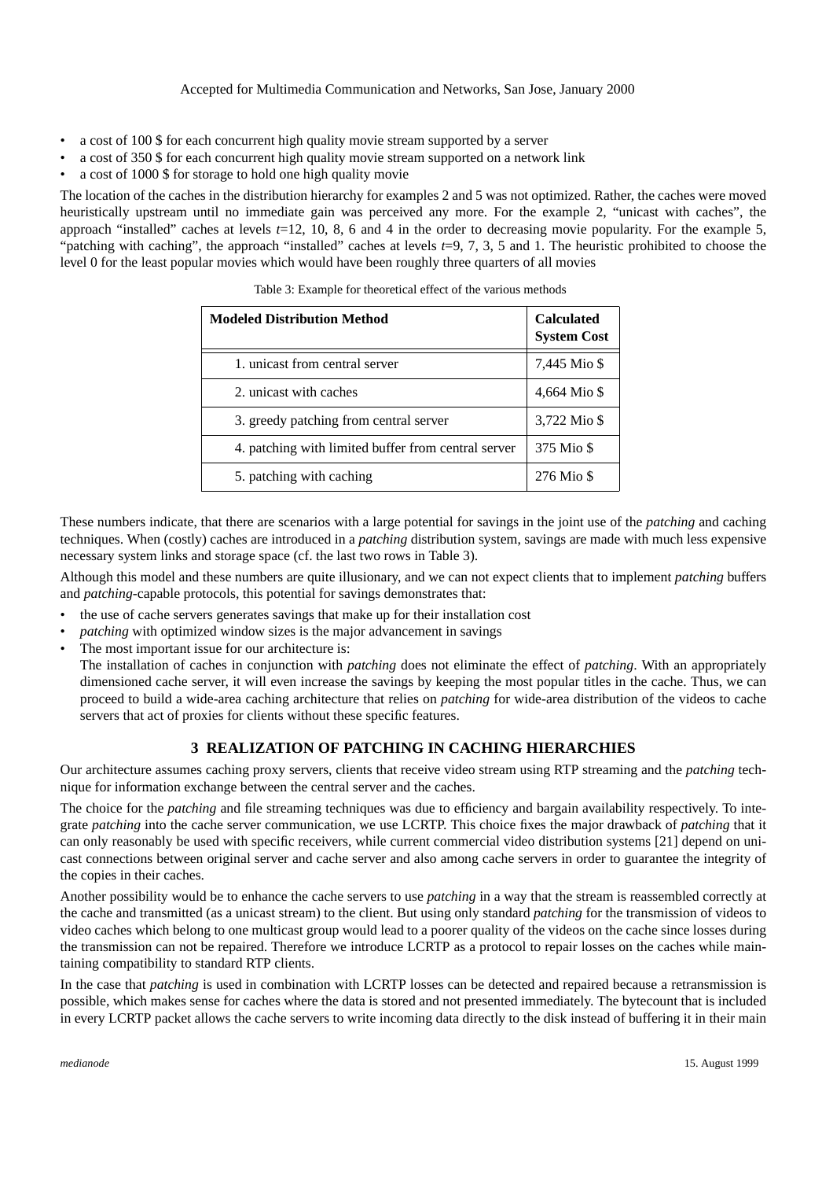- a cost of 100 $ for each concurrent high quality movie stream supported by a server
- a cost of 350 $ for each concurrent high quality movie stream supported on a network link
- a cost of 1000 $ for storage to hold one high quality movie

The location of the caches in the distribution hierarchy for examples 2 and 5 was not optimized. Rather, the caches were moved heuristically upstream until no immediate gain was perceived any more. For the example 2, "unicast with caches", the approach "installed" caches at levels $t$=12, 10, 8, 6 and 4 in the order to decreasing movie popularity. For the example 5, "patching with caching", the approach "installed" caches at levels $t$=9, 7, 3, 5 and 1. The heuristic prohibited to choose the level 0 for the least popular movies which would have been roughly three quarters of all movies

Table 3: Example for theoretical effect of the various methods

| Modeled Distribution Method | Calculated System Cost |
| --- | --- |
| 1. unicast from central server | 7,445 Mio $ |
| 2. unicast with caches | 4,664 Mio $ |
| 3. greedy patching from central server | 3,722 Mio $ |
| 4. patching with limited buffer from central server | 375 Mio $ |
| 5. patching with caching | 276 Mio $ |

These numbers indicate, that there are scenarios with a large potential for savings in the joint use of the *patching* and caching techniques. When (costly) caches are introduced in a *patching* distribution system, savings are made with much less expensive necessary system links and storage space (cf. the last two rows in Table 3).

Although this model and these numbers are quite illusionary, and we can not expect clients that to implement *patching* buffers and *patching*-capable protocols, this potential for savings demonstrates that:

- the use of cache servers generates savings that make up for their installation cost
- *patching* with optimized window sizes is the major advancement in savings
- The most important issue for our architecture is:
  The installation of caches in conjunction with *patching* does not eliminate the effect of *patching*. With an appropriately dimensioned cache server, it will even increase the savings by keeping the most popular titles in the cache. Thus, we can proceed to build a wide-area caching architecture that relies on *patching* for wide-area distribution of the videos to cache servers that act of proxies for clients without these specific features.

## 3 REALIZATION OF PATCHING IN CACHING HIERARCHIES

Our architecture assumes caching proxy servers, clients that receive video stream using RTP streaming and the *patching* technique for information exchange between the central server and the caches.

The choice for the *patching* and file streaming techniques was due to efficiency and bargain availability respectively. To integrate *patching* into the cache server communication, we use LCRTP. This choice fixes the major drawback of *patching* that it can only reasonably be used with specific receivers, while current commercial video distribution systems [21] depend on unicast connections between original server and cache server and also among cache servers in order to guarantee the integrity of the copies in their caches.

Another possibility would be to enhance the cache servers to use *patching* in a way that the stream is reassembled correctly at the cache and transmitted (as a unicast stream) to the client. But using only standard *patching* for the transmission of videos to video caches which belong to one multicast group would lead to a poorer quality of the videos on the cache since losses during the transmission can not be repaired. Therefore we introduce LCRTP as a protocol to repair losses on the caches while maintaining compatibility to standard RTP clients.

In the case that *patching* is used in combination with LCRTP losses can be detected and repaired because a retransmission is possible, which makes sense for caches where the data is stored and not presented immediately. The bytecount that is included in every LCRTP packet allows the cache servers to write incoming data directly to the disk instead of buffering it in their main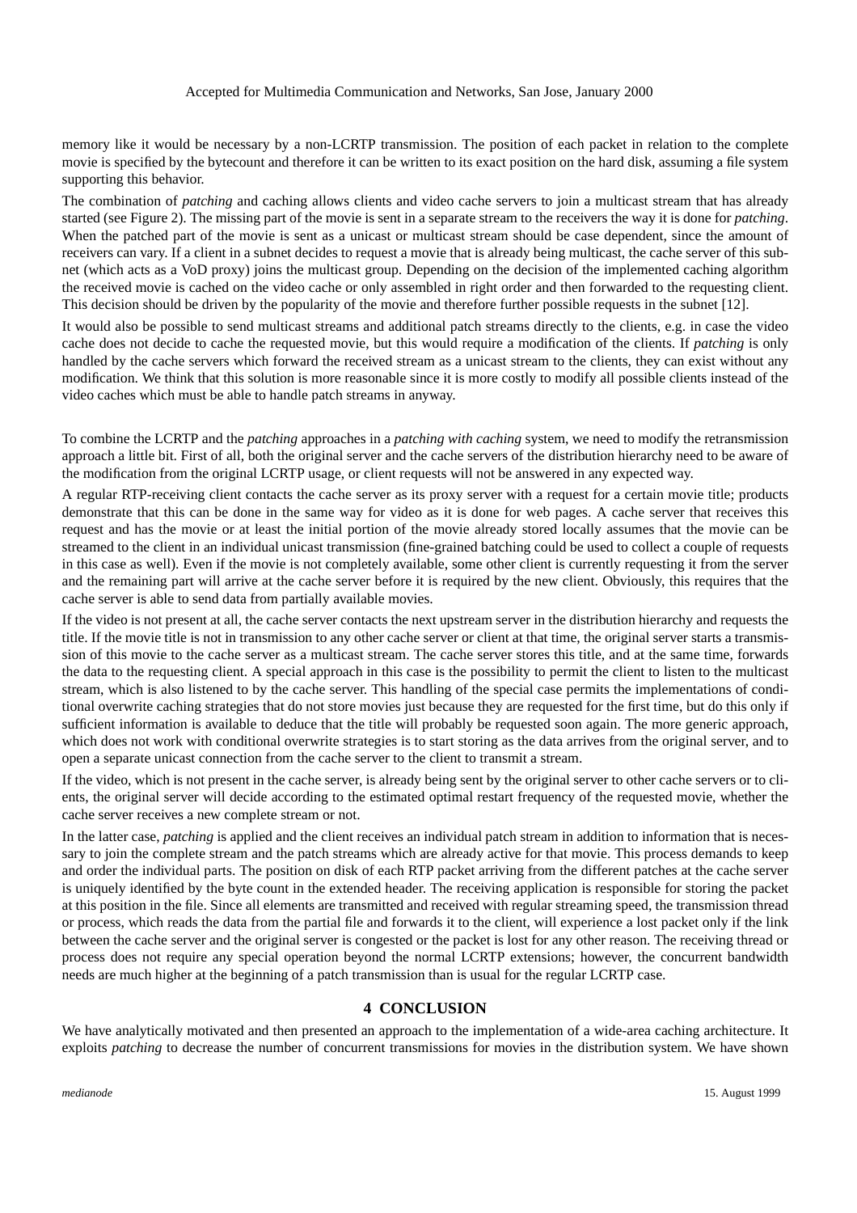memory like it would be necessary by a non-LCRTP transmission. The position of each packet in relation to the complete movie is specified by the bytecount and therefore it can be written to its exact position on the hard disk, assuming a file system supporting this behavior.

The combination of *patching* and caching allows clients and video cache servers to join a multicast stream that has already started (see Figure 2). The missing part of the movie is sent in a separate stream to the receivers the way it is done for *patching*. When the patched part of the movie is sent as a unicast or multicast stream should be case dependent, since the amount of receivers can vary. If a client in a subnet decides to request a movie that is already being multicast, the cache server of this subnet (which acts as a VoD proxy) joins the multicast group. Depending on the decision of the implemented caching algorithm the received movie is cached on the video cache or only assembled in right order and then forwarded to the requesting client. This decision should be driven by the popularity of the movie and therefore further possible requests in the subnet [12].

It would also be possible to send multicast streams and additional patch streams directly to the clients, e.g. in case the video cache does not decide to cache the requested movie, but this would require a modification of the clients. If *patching* is only handled by the cache servers which forward the received stream as a unicast stream to the clients, they can exist without any modification. We think that this solution is more reasonable since it is more costly to modify all possible clients instead of the video caches which must be able to handle patch streams in anyway.

To combine the LCRTP and the *patching* approaches in a *patching with caching* system, we need to modify the retransmission approach a little bit. First of all, both the original server and the cache servers of the distribution hierarchy need to be aware of the modification from the original LCRTP usage, or client requests will not be answered in any expected way.

A regular RTP-receiving client contacts the cache server as its proxy server with a request for a certain movie title; products demonstrate that this can be done in the same way for video as it is done for web pages. A cache server that receives this request and has the movie or at least the initial portion of the movie already stored locally assumes that the movie can be streamed to the client in an individual unicast transmission (fine-grained batching could be used to collect a couple of requests in this case as well). Even if the movie is not completely available, some other client is currently requesting it from the server and the remaining part will arrive at the cache server before it is required by the new client. Obviously, this requires that the cache server is able to send data from partially available movies.

If the video is not present at all, the cache server contacts the next upstream server in the distribution hierarchy and requests the title. If the movie title is not in transmission to any other cache server or client at that time, the original server starts a transmission of this movie to the cache server as a multicast stream. The cache server stores this title, and at the same time, forwards the data to the requesting client. A special approach in this case is the possibility to permit the client to listen to the multicast stream, which is also listened to by the cache server. This handling of the special case permits the implementations of conditional overwrite caching strategies that do not store movies just because they are requested for the first time, but do this only if sufficient information is available to deduce that the title will probably be requested soon again. The more generic approach, which does not work with conditional overwrite strategies is to start storing as the data arrives from the original server, and to open a separate unicast connection from the cache server to the client to transmit a stream.

If the video, which is not present in the cache server, is already being sent by the original server to other cache servers or to clients, the original server will decide according to the estimated optimal restart frequency of the requested movie, whether the cache server receives a new complete stream or not.

In the latter case, *patching* is applied and the client receives an individual patch stream in addition to information that is necessary to join the complete stream and the patch streams which are already active for that movie. This process demands to keep and order the individual parts. The position on disk of each RTP packet arriving from the different patches at the cache server is uniquely identified by the byte count in the extended header. The receiving application is responsible for storing the packet at this position in the file. Since all elements are transmitted and received with regular streaming speed, the transmission thread or process, which reads the data from the partial file and forwards it to the client, will experience a lost packet only if the link between the cache server and the original server is congested or the packet is lost for any other reason. The receiving thread or process does not require any special operation beyond the normal LCRTP extensions; however, the concurrent bandwidth needs are much higher at the beginning of a patch transmission than is usual for the regular LCRTP case.

## 4 CONCLUSION

We have analytically motivated and then presented an approach to the implementation of a wide-area caching architecture. It exploits *patching* to decrease the number of concurrent transmissions for movies in the distribution system. We have shown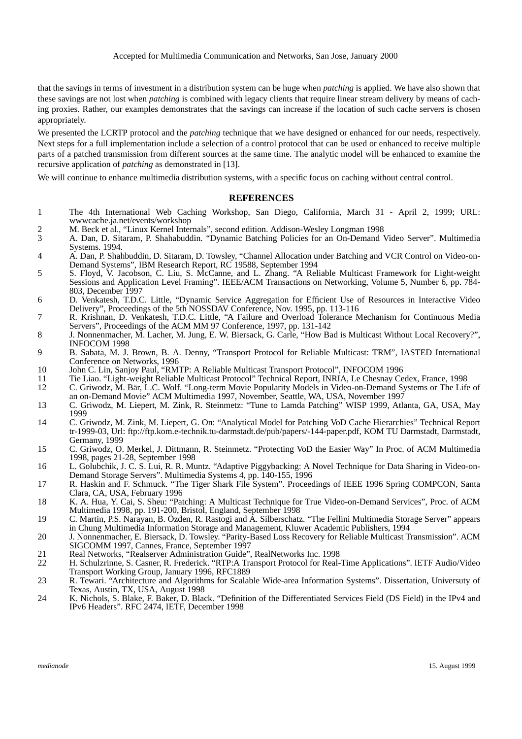that the savings in terms of investment in a distribution system can be huge when *patching* is applied. We have also shown that these savings are not lost when *patching* is combined with legacy clients that require linear stream delivery by means of caching proxies. Rather, our examples demonstrates that the savings can increase if the location of such cache servers is chosen appropriately.

We presented the LCRTP protocol and the *patching* technique that we have designed or enhanced for our needs, respectively. Next steps for a full implementation include a selection of a control protocol that can be used or enhanced to receive multiple parts of a patched transmission from different sources at the same time. The analytic model will be enhanced to examine the recursive application of *patching* as demonstrated in [13].

We will continue to enhance multimedia distribution systems, with a specific focus on caching without central control.

## REFERENCES

1. The 4th International Web Caching Workshop, San Diego, California, March 31 - April 2, 1999; URL: wwwcache.ja.net/events/workshop
2. M. Beck et al., "Linux Kernel Internals", second edition. Addison-Wesley Longman 1998
3. A. Dan, D. Sitaram, P. Shahabuddin. "Dynamic Batching Policies for an On-Demand Video Server". Multimedia Systems. 1994.
4. A. Dan, P. Shahbuddin, D. Sitaram, D. Towsley, "Channel Allocation under Batching and VCR Control on Video-on-Demand Systems", IBM Research Report, RC 19588, September 1994
5. S. Floyd, V. Jacobson, C. Liu, S. McCanne, and L. Zhang. "A Reliable Multicast Framework for Light-weight Sessions and Application Level Framing". IEEE/ACM Transactions on Networking, Volume 5, Number 6, pp. 784-803, December 1997
6. D. Venkatesh, T.D.C. Little, "Dynamic Service Aggregation for Efficient Use of Resources in Interactive Video Delivery", Proceedings of the 5th NOSSDAV Conference, Nov. 1995, pp. 113-116
7. R. Krishnan, D. Venkatesh, T.D.C. Little, "A Failure and Overload Tolerance Mechanism for Continuous Media Servers", Proceedings of the ACM MM 97 Conference, 1997, pp. 131-142
8. J. Nonnenmacher, M. Lacher, M. Jung, E. W. Biersack, G. Carle, "How Bad is Multicast Without Local Recovery?", INFOCOM 1998
9. B. Sabata, M. J. Brown, B. A. Denny, "Transport Protocol for Reliable Multicast: TRM", IASTED International Conference on Networks, 1996
10. John C. Lin, Sanjoy Paul, "RMTP: A Reliable Multicast Transport Protocol", INFOCOM 1996
11. Tie Liao. "Light-weight Reliable Multicast Protocol" Technical Report, INRIA, Le Chesnay Cedex, France, 1998
12. C. Griwodz, M. Bär, L.C. Wolf. "Long-term Movie Popularity Models in Video-on-Demand Systems or The Life of an on-Demand Movie" ACM Multimedia 1997, November, Seattle, WA, USA, November 1997
13. C. Griwodz, M. Liepert, M. Zink, R. Steinmetz: "Tune to Lamda Patching" WISP 1999, Atlanta, GA, USA, May 1999
14. C. Griwodz, M. Zink, M. Liepert, G. On: "Analytical Model for Patching VoD Cache Hierarchies" Technical Report tr-1999-03, Url: ftp://ftp.kom.e-technik.tu-darmstadt.de/pub/papers/-144-paper.pdf, KOM TU Darmstadt, Darmstadt, Germany, 1999
15. C. Griwodz, O. Merkel, J. Dittmann, R. Steinmetz. "Protecting VoD the Easier Way" In Proc. of ACM Multimedia 1998, pages 21-28, September 1998
16. L. Golubchik, J. C. S. Lui, R. R. Muntz. "Adaptive Piggybacking: A Novel Technique for Data Sharing in Video-on-Demand Storage Servers". Multimedia Systems 4, pp. 140-155, 1996
17. R. Haskin and F. Schmuck. "The Tiger Shark File System". Proceedings of IEEE 1996 Spring COMPCON, Santa Clara, CA, USA, February 1996
18. K. A. Hua, Y. Cai, S. Sheu: "Patching: A Multicast Technique for True Video-on-Demand Services", Proc. of ACM Multimedia 1998, pp. 191-200, Bristol, England, September 1998
19. C. Martin, P.S. Narayan, B. Özden, R. Rastogi and A. Silberschatz. "The Fellini Multimedia Storage Server" appears in Chung Multimedia Information Storage and Management, Kluwer Academic Publishers, 1994
20. J. Nonnenmacher, E. Biersack, D. Towsley. "Parity-Based Loss Recovery for Reliable Multicast Transmission". ACM SIGCOMM 1997, Cannes, France, September 1997
21. Real Networks, "Realserver Administration Guide", RealNetworks Inc. 1998
22. H. Schulzrinne, S. Casner, R. Frederick. "RTP:A Transport Protocol for Real-Time Applications". IETF Audio/Video Transport Working Group, January 1996, RFC1889
23. R. Tewari. "Architecture and Algorithms for Scalable Wide-area Information Systems". Dissertation, Universuty of Texas, Austin, TX, USA, August 1998
24. K. Nichols, S. Blake, F. Baker, D. Black. "Definition of the Differentiated Services Field (DS Field) in the IPv4 and IPv6 Headers". RFC 2474, IETF, December 1998